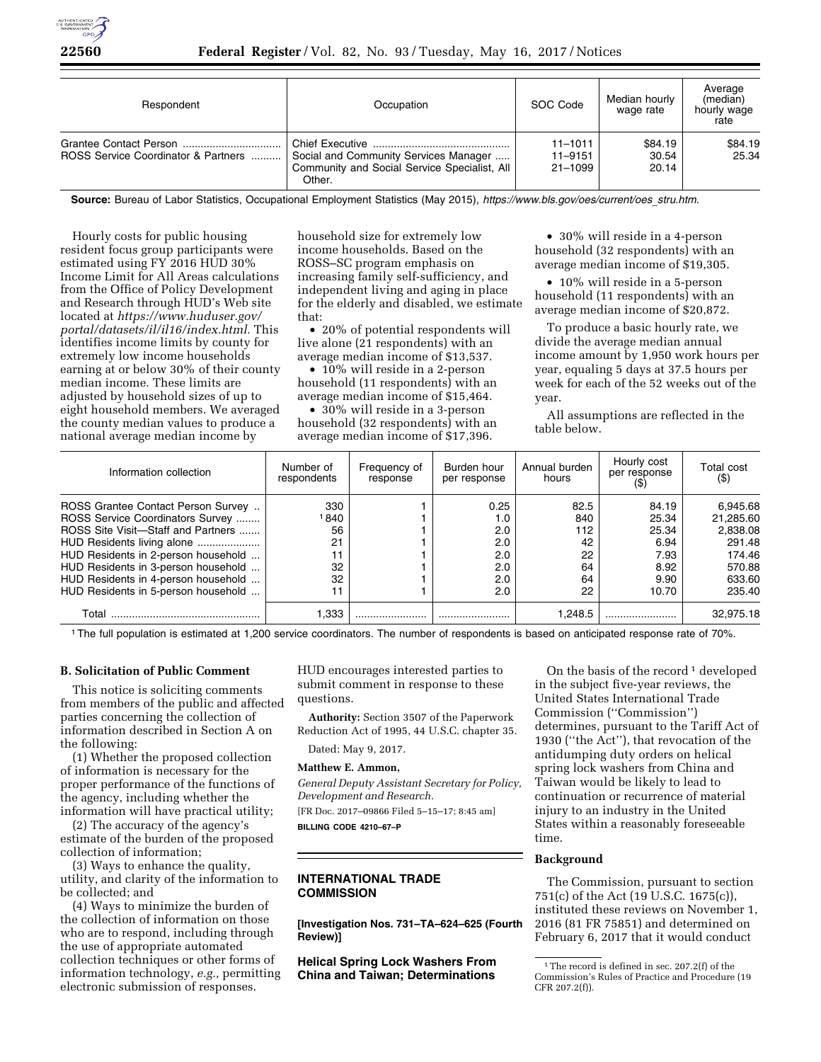| Respondent | Occupation | SOC Code | Median hourly wage rate | Average (median) hourly wage rate |
|---|---|---|---|---|
| Grantee Contact Person | Chief Executive | 11–1011 | $84.19 | $84.19 |
| ROSS Service Coordinator & Partners | Social and Community Services Manager | 11–9151 | 30.54 | 25.34 |
| | Community and Social Service Specialist, All Other. | 21–1099 | 20.14 | |

**Source:** Bureau of Labor Statistics, Occupational Employment Statistics (May 2015), *https://www.bls.gov/oes/current/oes_stru.htm.*

Hourly costs for public housing resident focus group participants were estimated using FY 2016 HUD 30% Income Limit for All Areas calculations from the Office of Policy Development and Research through HUD's Web site located at *https://www.huduser.gov/portal/datasets/il/il16/index.html.* This identifies income limits by county for extremely low income households earning at or below 30% of their county median income. These limits are adjusted by household sizes of up to eight household members. We averaged the county median values to produce a national average median income by household size for extremely low income households. Based on the ROSS–SC program emphasis on increasing family self-sufficiency, and independent living and aging in place for the elderly and disabled, we estimate that:

- 20% of potential respondents will live alone (21 respondents) with an average median income of $13,537.
- 10% will reside in a 2-person household (11 respondents) with an average median income of $15,464.
- 30% will reside in a 3-person household (32 respondents) with an average median income of $17,396.
- 30% will reside in a 4-person household (32 respondents) with an average median income of $19,305.
- 10% will reside in a 5-person household (11 respondents) with an average median income of $20,872.

To produce a basic hourly rate, we divide the average median annual income amount by 1,950 work hours per year, equaling 5 days at 37.5 hours per week for each of the 52 weeks out of the year.

All assumptions are reflected in the table below.

| Information collection | Number of respondents | Frequency of response | Burden hour per response | Annual burden hours | Hourly cost per response ($) | Total cost ($) |
|---|---|---|---|---|---|---|
| ROSS Grantee Contact Person Survey | 330 | 1 | 0.25 | 82.5 | 84.19 | 6,945.68 |
| ROSS Service Coordinators Survey | [1] 840 | 1 | 1.0 | 840 | 25.34 | 21,285.60 |
| ROSS Site Visit—Staff and Partners | 56 | 1 | 2.0 | 112 | 25.34 | 2,838.08 |
| HUD Residents living alone | 21 | 1 | 2.0 | 42 | 6.94 | 291.48 |
| HUD Residents in 2-person household | 11 | 1 | 2.0 | 22 | 7.93 | 174.46 |
| HUD Residents in 3-person household | 32 | 1 | 2.0 | 64 | 8.92 | 570.88 |
| HUD Residents in 4-person household | 32 | 1 | 2.0 | 64 | 9.90 | 633.60 |
| HUD Residents in 5-person household | 11 | 1 | 2.0 | 22 | 10.70 | 235.40 |
| Total | 1,333 | | | 1,248.5 | | 32,975.18 |

[1] The full population is estimated at 1,200 service coordinators. The number of respondents is based on anticipated response rate of 70%.

### B. Solicitation of Public Comment

This notice is soliciting comments from members of the public and affected parties concerning the collection of information described in Section A on the following:

(1) Whether the proposed collection of information is necessary for the proper performance of the functions of the agency, including whether the information will have practical utility;

(2) The accuracy of the agency's estimate of the burden of the proposed collection of information;

(3) Ways to enhance the quality, utility, and clarity of the information to be collected; and

(4) Ways to minimize the burden of the collection of information on those who are to respond, including through the use of appropriate automated collection techniques or other forms of information technology, *e.g.,* permitting electronic submission of responses.

HUD encourages interested parties to submit comment in response to these questions.

**Authority:** Section 3507 of the Paperwork Reduction Act of 1995, 44 U.S.C. chapter 35.

Dated: May 9, 2017.

**Matthew E. Ammon,**

*General Deputy Assistant Secretary for Policy, Development and Research.*

[FR Doc. 2017–09866 Filed 5–15–17; 8:45 am]

**BILLING CODE 4210–67–P**

## INTERNATIONAL TRADE COMMISSION

**[Investigation Nos. 731–TA–624–625 (Fourth Review)]**

## Helical Spring Lock Washers From China and Taiwan; Determinations

On the basis of the record [1] developed in the subject five-year reviews, the United States International Trade Commission (''Commission'') determines, pursuant to the Tariff Act of 1930 (''the Act''), that revocation of the antidumping duty orders on helical spring lock washers from China and Taiwan would be likely to lead to continuation or recurrence of material injury to an industry in the United States within a reasonably foreseeable time.

### Background

The Commission, pursuant to section 751(c) of the Act (19 U.S.C. 1675(c)), instituted these reviews on November 1, 2016 (81 FR 75851) and determined on February 6, 2017 that it would conduct

[1] The record is defined in sec. 207.2(f) of the Commission's Rules of Practice and Procedure (19 CFR 207.2(f)).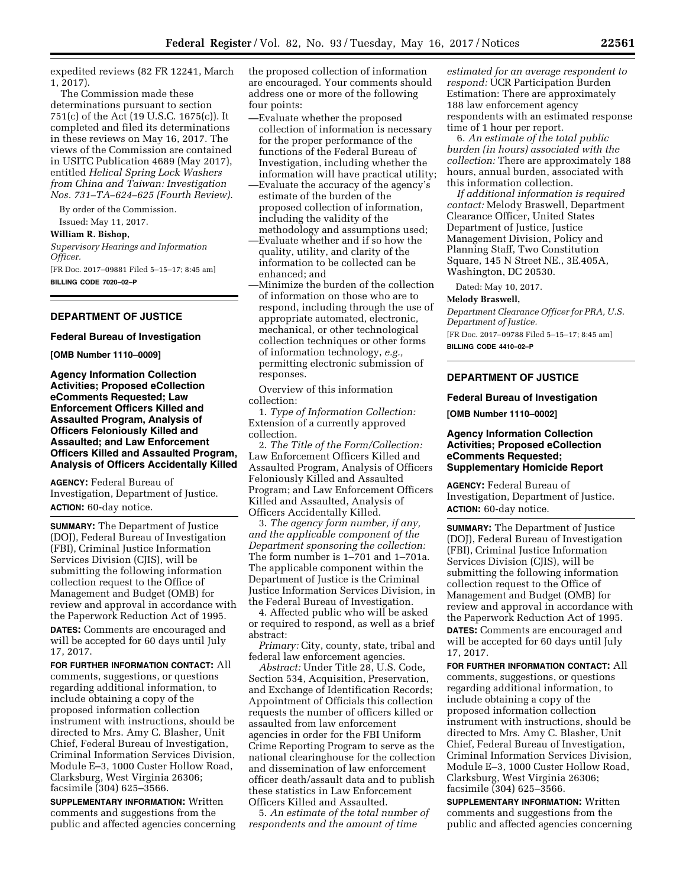expedited reviews (82 FR 12241, March 1, 2017).

The Commission made these determinations pursuant to section 751(c) of the Act (19 U.S.C. 1675(c)). It completed and filed its determinations in these reviews on May 16, 2017. The views of the Commission are contained in USITC Publication 4689 (May 2017), entitled *Helical Spring Lock Washers from China and Taiwan: Investigation Nos. 731–TA–624–625 (Fourth Review).*

By order of the Commission.

Issued: May 11, 2017.

**William R. Bishop,**

*Supervisory Hearings and Information Officer.*

[FR Doc. 2017–09881 Filed 5–15–17; 8:45 am]

**BILLING CODE 7020–02–P**

## DEPARTMENT OF JUSTICE

### Federal Bureau of Investigation

**[OMB Number 1110–0009]**

### Agency Information Collection Activities; Proposed eCollection eComments Requested; Law Enforcement Officers Killed and Assaulted Program, Analysis of Officers Feloniously Killed and Assaulted; and Law Enforcement Officers Killed and Assaulted Program, Analysis of Officers Accidentally Killed

**AGENCY:** Federal Bureau of Investigation, Department of Justice.

**ACTION:** 60-day notice.

**SUMMARY:** The Department of Justice (DOJ), Federal Bureau of Investigation (FBI), Criminal Justice Information Services Division (CJIS), will be submitting the following information collection request to the Office of Management and Budget (OMB) for review and approval in accordance with the Paperwork Reduction Act of 1995.

**DATES:** Comments are encouraged and will be accepted for 60 days until July 17, 2017.

**FOR FURTHER INFORMATION CONTACT:** All comments, suggestions, or questions regarding additional information, to include obtaining a copy of the proposed information collection instrument with instructions, should be directed to Mrs. Amy C. Blasher, Unit Chief, Federal Bureau of Investigation, Criminal Information Services Division, Module E–3, 1000 Custer Hollow Road, Clarksburg, West Virginia 26306; facsimile (304) 625–3566.

**SUPPLEMENTARY INFORMATION:** Written comments and suggestions from the public and affected agencies concerning the proposed collection of information are encouraged. Your comments should address one or more of the following four points:

—Evaluate whether the proposed collection of information is necessary for the proper performance of the functions of the Federal Bureau of Investigation, including whether the information will have practical utility;

—Evaluate the accuracy of the agency's estimate of the burden of the proposed collection of information, including the validity of the methodology and assumptions used;

—Evaluate whether and if so how the quality, utility, and clarity of the information to be collected can be enhanced; and

—Minimize the burden of the collection of information on those who are to respond, including through the use of appropriate automated, electronic, mechanical, or other technological collection techniques or other forms of information technology, *e.g.,* permitting electronic submission of responses.

Overview of this information collection:

1. *Type of Information Collection:* Extension of a currently approved collection.

2. *The Title of the Form/Collection:* Law Enforcement Officers Killed and Assaulted Program, Analysis of Officers Feloniously Killed and Assaulted Program; and Law Enforcement Officers Killed and Assaulted, Analysis of Officers Accidentally Killed.

3. *The agency form number, if any, and the applicable component of the Department sponsoring the collection:* The form number is 1–701 and 1–701a. The applicable component within the Department of Justice is the Criminal Justice Information Services Division, in the Federal Bureau of Investigation.

4. Affected public who will be asked or required to respond, as well as a brief abstract:

*Primary:* City, county, state, tribal and federal law enforcement agencies.

*Abstract:* Under Title 28, U.S. Code, Section 534, Acquisition, Preservation, and Exchange of Identification Records; Appointment of Officials this collection requests the number of officers killed or assaulted from law enforcement agencies in order for the FBI Uniform Crime Reporting Program to serve as the national clearinghouse for the collection and dissemination of law enforcement officer death/assault data and to publish these statistics in Law Enforcement Officers Killed and Assaulted.

5. *An estimate of the total number of respondents and the amount of time estimated for an average respondent to respond:* UCR Participation Burden Estimation: There are approximately 188 law enforcement agency respondents with an estimated response time of 1 hour per report.

6. *An estimate of the total public burden (in hours) associated with the collection:* There are approximately 188 hours, annual burden, associated with this information collection.

*If additional information is required contact:* Melody Braswell, Department Clearance Officer, United States Department of Justice, Justice Management Division, Policy and Planning Staff, Two Constitution Square, 145 N Street NE., 3E.405A, Washington, DC 20530.

Dated: May 10, 2017.

**Melody Braswell,**

*Department Clearance Officer for PRA, U.S. Department of Justice.*

[FR Doc. 2017–09788 Filed 5–15–17; 8:45 am]

**BILLING CODE 4410–02–P**

## DEPARTMENT OF JUSTICE

### Federal Bureau of Investigation

**[OMB Number 1110–0002]**

### Agency Information Collection Activities; Proposed eCollection eComments Requested; Supplementary Homicide Report

**AGENCY:** Federal Bureau of Investigation, Department of Justice.

**ACTION:** 60-day notice.

**SUMMARY:** The Department of Justice (DOJ), Federal Bureau of Investigation (FBI), Criminal Justice Information Services Division (CJIS), will be submitting the following information collection request to the Office of Management and Budget (OMB) for review and approval in accordance with the Paperwork Reduction Act of 1995.

**DATES:** Comments are encouraged and will be accepted for 60 days until July 17, 2017.

**FOR FURTHER INFORMATION CONTACT:** All comments, suggestions, or questions regarding additional information, to include obtaining a copy of the proposed information collection instrument with instructions, should be directed to Mrs. Amy C. Blasher, Unit Chief, Federal Bureau of Investigation, Criminal Information Services Division, Module E–3, 1000 Custer Hollow Road, Clarksburg, West Virginia 26306; facsimile (304) 625–3566.

**SUPPLEMENTARY INFORMATION:** Written comments and suggestions from the public and affected agencies concerning